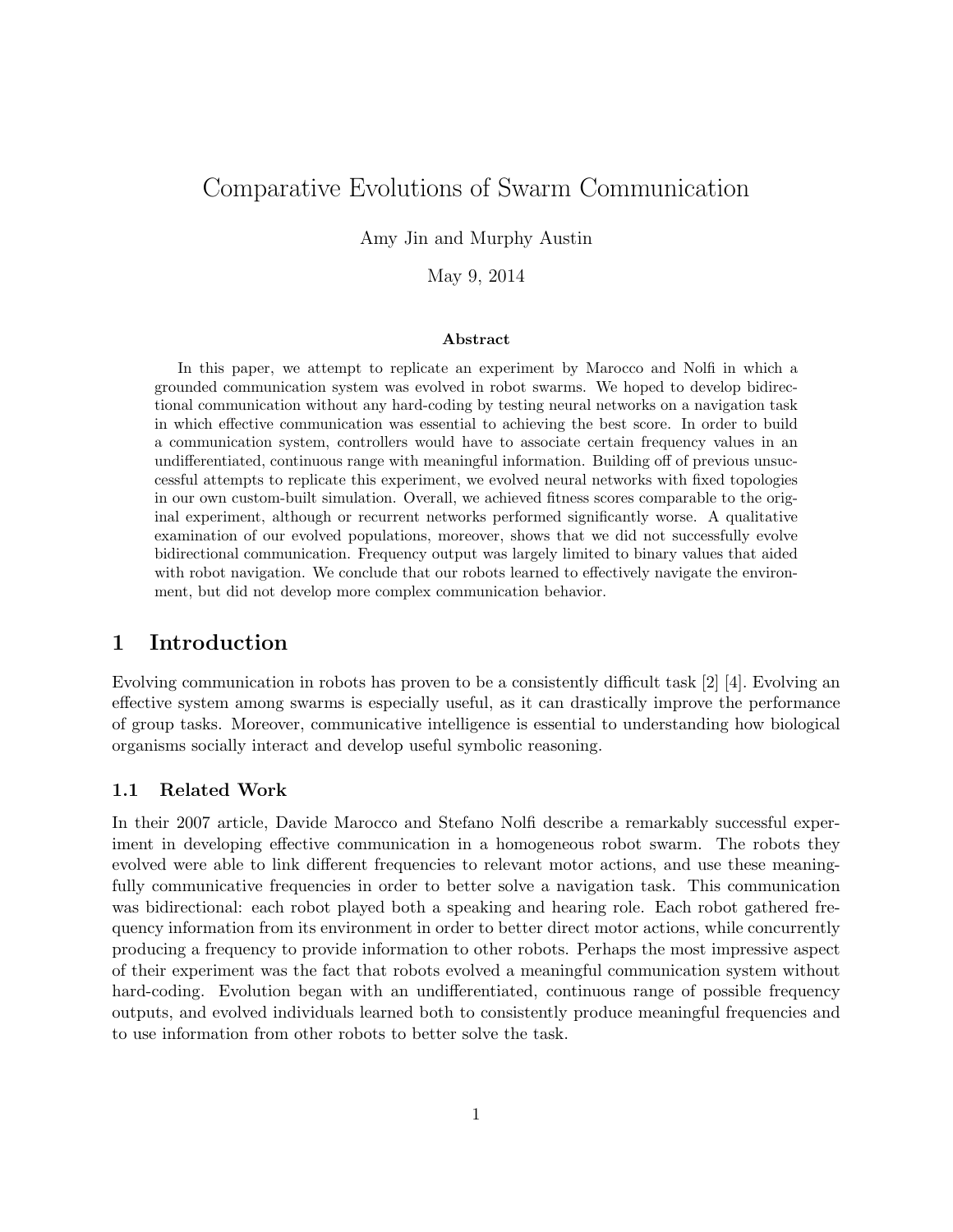# Comparative Evolutions of Swarm Communication

Amy Jin and Murphy Austin

May 9, 2014

**Abstract**

In this paper, we attempt to replicate an experiment by Marocco and Nolfi in which a grounded communication system was evolved in robot swarms. We hoped to develop bidirectional communication without any hard-coding by testing neural networks on a navigation task in which effective communication was essential to achieving the best score. In order to build a communication system, controllers would have to associate certain frequency values in an undifferentiated, continuous range with meaningful information. Building off of previous unsuccessful attempts to replicate this experiment, we evolved neural networks with fixed topologies in our own custom-built simulation. Overall, we achieved fitness scores comparable to the original experiment, although or recurrent networks performed significantly worse. A qualitative examination of our evolved populations, moreover, shows that we did not successfully evolve bidirectional communication. Frequency output was largely limited to binary values that aided with robot navigation. We conclude that our robots learned to effectively navigate the environment, but did not develop more complex communication behavior.

## 1 Introduction

Evolving communication in robots has proven to be a consistently difficult task [2] [4]. Evolving an effective system among swarms is especially useful, as it can drastically improve the performance of group tasks. Moreover, communicative intelligence is essential to understanding how biological organisms socially interact and develop useful symbolic reasoning.

### 1.1 Related Work

In their 2007 article, Davide Marocco and Stefano Nolfi describe a remarkably successful experiment in developing effective communication in a homogeneous robot swarm. The robots they evolved were able to link different frequencies to relevant motor actions, and use these meaningfully communicative frequencies in order to better solve a navigation task. This communication was bidirectional: each robot played both a speaking and hearing role. Each robot gathered frequency information from its environment in order to better direct motor actions, while concurrently producing a frequency to provide information to other robots. Perhaps the most impressive aspect of their experiment was the fact that robots evolved a meaningful communication system without hard-coding. Evolution began with an undifferentiated, continuous range of possible frequency outputs, and evolved individuals learned both to consistently produce meaningful frequencies and to use information from other robots to better solve the task.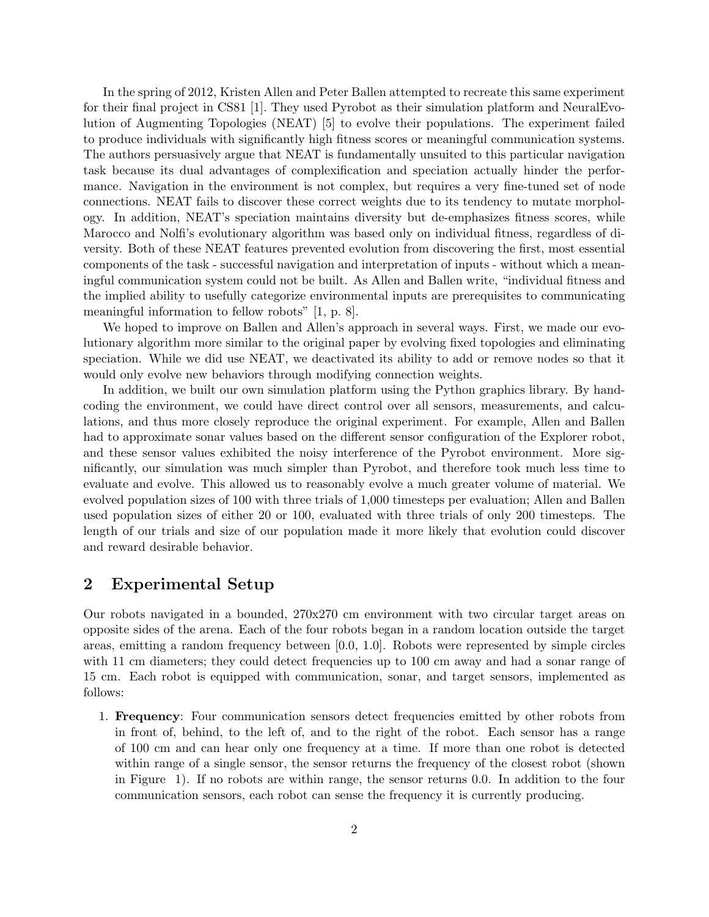In the spring of 2012, Kristen Allen and Peter Ballen attempted to recreate this same experiment for their final project in CS81 [1]. They used Pyrobot as their simulation platform and NeuralEvolution of Augmenting Topologies (NEAT) [5] to evolve their populations. The experiment failed to produce individuals with significantly high fitness scores or meaningful communication systems. The authors persuasively argue that NEAT is fundamentally unsuited to this particular navigation task because its dual advantages of complexification and speciation actually hinder the performance. Navigation in the environment is not complex, but requires a very fine-tuned set of node connections. NEAT fails to discover these correct weights due to its tendency to mutate morphology. In addition, NEAT's speciation maintains diversity but de-emphasizes fitness scores, while Marocco and Nolfi's evolutionary algorithm was based only on individual fitness, regardless of diversity. Both of these NEAT features prevented evolution from discovering the first, most essential components of the task - successful navigation and interpretation of inputs - without which a meaningful communication system could not be built. As Allen and Ballen write, "individual fitness and the implied ability to usefully categorize environmental inputs are prerequisites to communicating meaningful information to fellow robots" [1, p. 8].

We hoped to improve on Ballen and Allen's approach in several ways. First, we made our evolutionary algorithm more similar to the original paper by evolving fixed topologies and eliminating speciation. While we did use NEAT, we deactivated its ability to add or remove nodes so that it would only evolve new behaviors through modifying connection weights.

In addition, we built our own simulation platform using the Python graphics library. By hand-coding the environment, we could have direct control over all sensors, measurements, and calculations, and thus more closely reproduce the original experiment. For example, Allen and Ballen had to approximate sonar values based on the different sensor configuration of the Explorer robot, and these sensor values exhibited the noisy interference of the Pyrobot environment. More significantly, our simulation was much simpler than Pyrobot, and therefore took much less time to evaluate and evolve. This allowed us to reasonably evolve a much greater volume of material. We evolved population sizes of 100 with three trials of 1,000 timesteps per evaluation; Allen and Ballen used population sizes of either 20 or 100, evaluated with three trials of only 200 timesteps. The length of our trials and size of our population made it more likely that evolution could discover and reward desirable behavior.

## 2 Experimental Setup

Our robots navigated in a bounded, 270x270 cm environment with two circular target areas on opposite sides of the arena. Each of the four robots began in a random location outside the target areas, emitting a random frequency between [0.0, 1.0]. Robots were represented by simple circles with 11 cm diameters; they could detect frequencies up to 100 cm away and had a sonar range of 15 cm. Each robot is equipped with communication, sonar, and target sensors, implemented as follows:

1. **Frequency**: Four communication sensors detect frequencies emitted by other robots from in front of, behind, to the left of, and to the right of the robot. Each sensor has a range of 100 cm and can hear only one frequency at a time. If more than one robot is detected within range of a single sensor, the sensor returns the frequency of the closest robot (shown in Figure 1). If no robots are within range, the sensor returns 0.0. In addition to the four communication sensors, each robot can sense the frequency it is currently producing.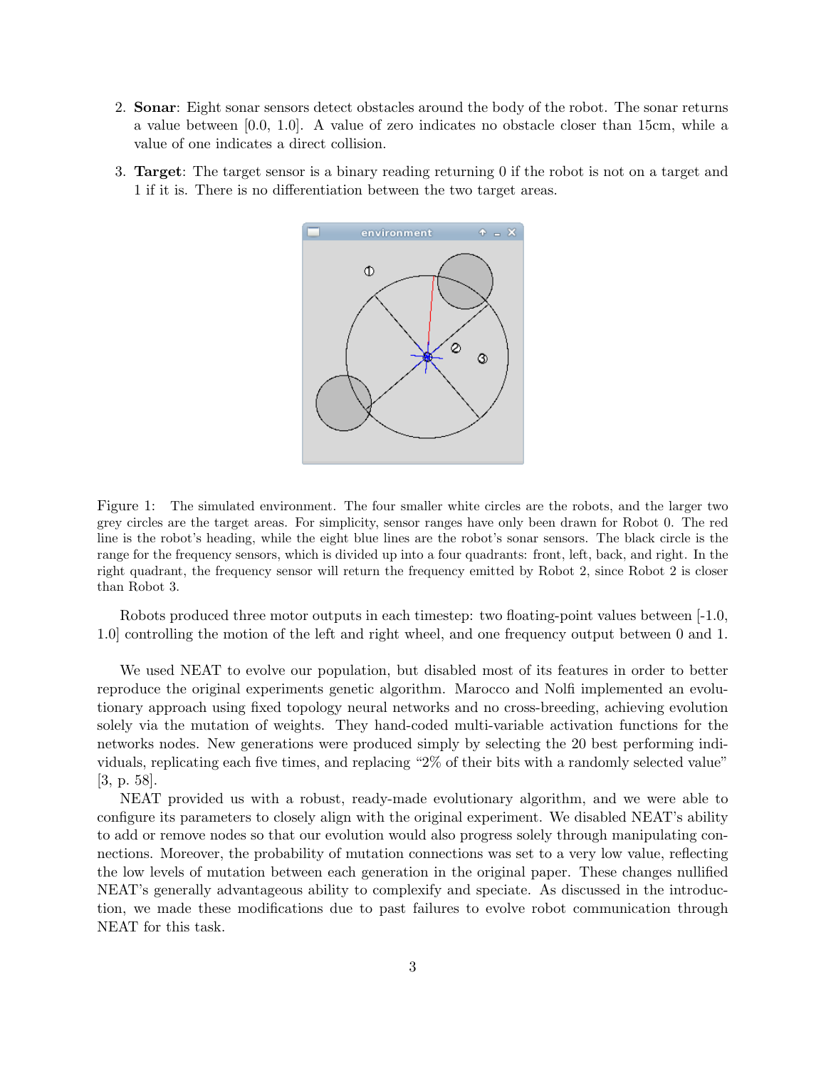2. **Sonar**: Eight sonar sensors detect obstacles around the body of the robot. The sonar returns a value between [0.0, 1.0]. A value of zero indicates no obstacle closer than 15cm, while a value of one indicates a direct collision.
3. **Target**: The target sensor is a binary reading returning 0 if the robot is not on a target and 1 if it is. There is no differentiation between the two target areas.

Figure 1: The simulated environment. The four smaller white circles are the robots, and the larger two grey circles are the target areas. For simplicity, sensor ranges have only been drawn for Robot 0. The red line is the robot's heading, while the eight blue lines are the robot's sonar sensors. The black circle is the range for the frequency sensors, which is divided up into a four quadrants: front, left, back, and right. In the right quadrant, the frequency sensor will return the frequency emitted by Robot 2, since Robot 2 is closer than Robot 3.

Robots produced three motor outputs in each timestep: two floating-point values between [-1.0, 1.0] controlling the motion of the left and right wheel, and one frequency output between 0 and 1.

We used NEAT to evolve our population, but disabled most of its features in order to better reproduce the original experiments genetic algorithm. Marocco and Nolfi implemented an evolutionary approach using fixed topology neural networks and no cross-breeding, achieving evolution solely via the mutation of weights. They hand-coded multi-variable activation functions for the networks nodes. New generations were produced simply by selecting the 20 best performing individuals, replicating each five times, and replacing "2% of their bits with a randomly selected value" [3, p. 58].

NEAT provided us with a robust, ready-made evolutionary algorithm, and we were able to configure its parameters to closely align with the original experiment. We disabled NEAT's ability to add or remove nodes so that our evolution would also progress solely through manipulating connections. Moreover, the probability of mutation connections was set to a very low value, reflecting the low levels of mutation between each generation in the original paper. These changes nullified NEAT's generally advantageous ability to complexify and speciate. As discussed in the introduction, we made these modifications due to past failures to evolve robot communication through NEAT for this task.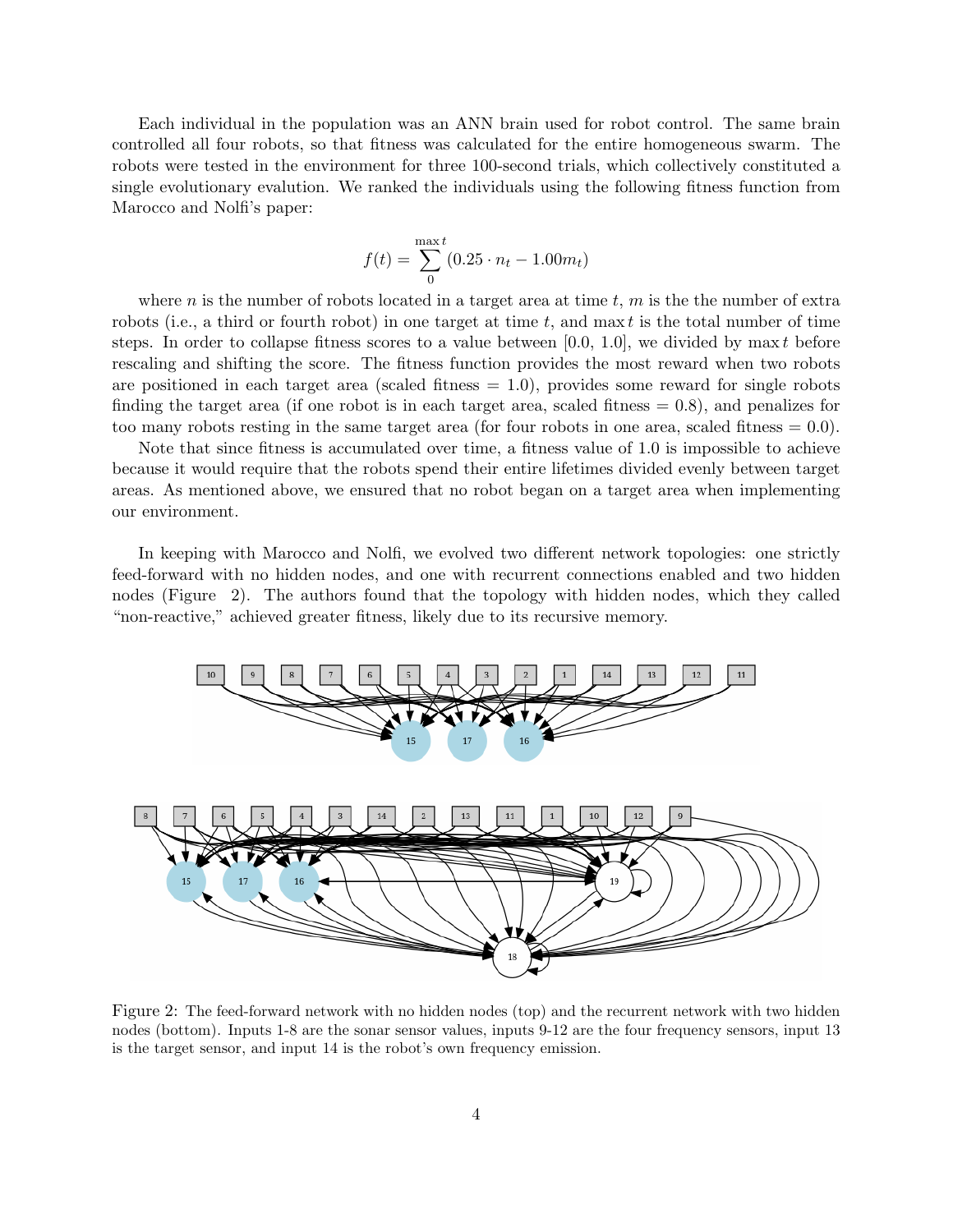Each individual in the population was an ANN brain used for robot control. The same brain controlled all four robots, so that fitness was calculated for the entire homogeneous swarm. The robots were tested in the environment for three 100-second trials, which collectively constituted a single evolutionary evalution. We ranked the individuals using the following fitness function from Marocco and Nolfi's paper:

$$f(t) = \sum_{0}^{\max t} (0.25 \cdot n_t - 1.00 m_t)$$

where $n$ is the number of robots located in a target area at time $t$, $m$ is the the number of extra robots (i.e., a third or fourth robot) in one target at time $t$, and $\max t$ is the total number of time steps. In order to collapse fitness scores to a value between [0.0, 1.0], we divided by $\max t$ before rescaling and shifting the score. The fitness function provides the most reward when two robots are positioned in each target area (scaled fitness = 1.0), provides some reward for single robots finding the target area (if one robot is in each target area, scaled fitness = 0.8), and penalizes for too many robots resting in the same target area (for four robots in one area, scaled fitness = 0.0).

Note that since fitness is accumulated over time, a fitness value of 1.0 is impossible to achieve because it would require that the robots spend their entire lifetimes divided evenly between target areas. As mentioned above, we ensured that no robot began on a target area when implementing our environment.

In keeping with Marocco and Nolfi, we evolved two different network topologies: one strictly feed-forward with no hidden nodes, and one with recurrent connections enabled and two hidden nodes (Figure 2). The authors found that the topology with hidden nodes, which they called "non-reactive," achieved greater fitness, likely due to its recursive memory.

Figure 2: The feed-forward network with no hidden nodes (top) and the recurrent network with two hidden nodes (bottom). Inputs 1-8 are the sonar sensor values, inputs 9-12 are the four frequency sensors, input 13 is the target sensor, and input 14 is the robot's own frequency emission.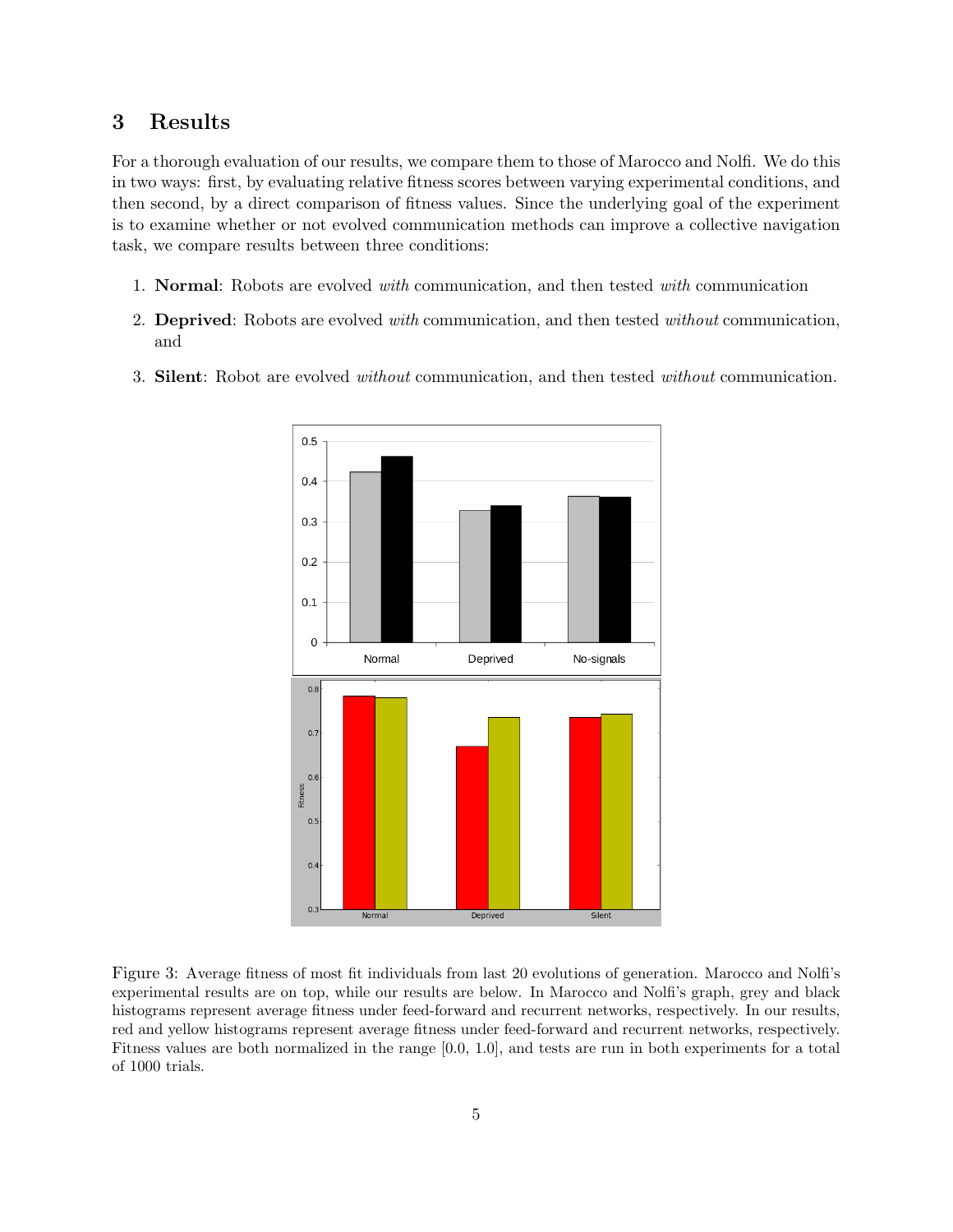## 3 Results

For a thorough evaluation of our results, we compare them to those of Marocco and Nolfi. We do this in two ways: first, by evaluating relative fitness scores between varying experimental conditions, and then second, by a direct comparison of fitness values. Since the underlying goal of the experiment is to examine whether or not evolved communication methods can improve a collective navigation task, we compare results between three conditions:

1. **Normal**: Robots are evolved *with* communication, and then tested *with* communication
2. **Deprived**: Robots are evolved *with* communication, and then tested *without* communication, and
3. **Silent**: Robot are evolved *without* communication, and then tested *without* communication.

Figure 3: Average fitness of most fit individuals from last 20 evolutions of generation. Marocco and Nolfi's experimental results are on top, while our results are below. In Marocco and Nolfi's graph, grey and black histograms represent average fitness under feed-forward and recurrent networks, respectively. In our results, red and yellow histograms represent average fitness under feed-forward and recurrent networks, respectively. Fitness values are both normalized in the range [0.0, 1.0], and tests are run in both experiments for a total of 1000 trials.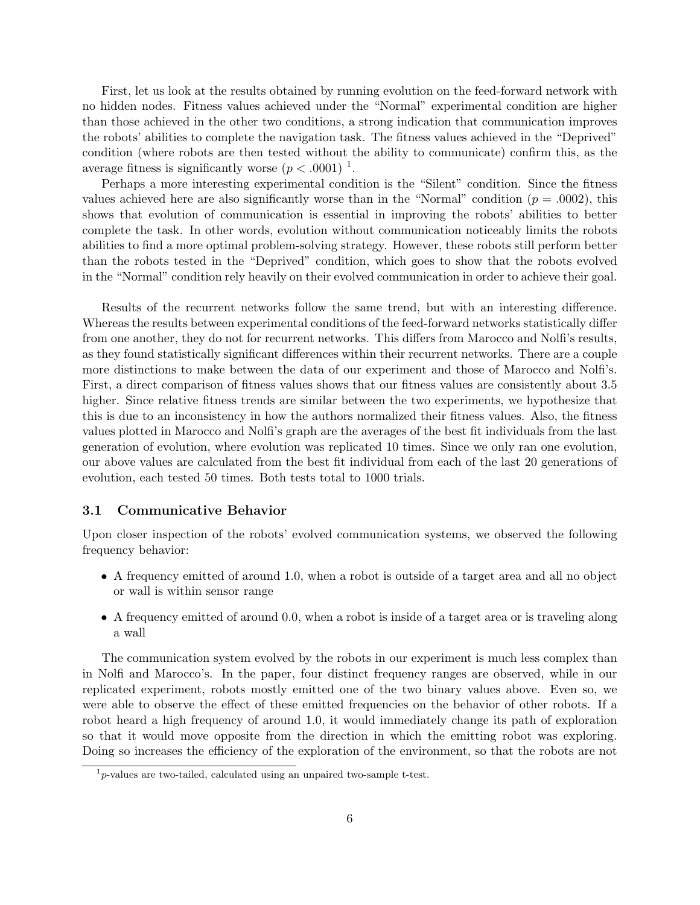First, let us look at the results obtained by running evolution on the feed-forward network with no hidden nodes. Fitness values achieved under the "Normal" experimental condition are higher than those achieved in the other two conditions, a strong indication that communication improves the robots' abilities to complete the navigation task. The fitness values achieved in the "Deprived" condition (where robots are then tested without the ability to communicate) confirm this, as the average fitness is significantly worse ($p < .0001$) [1].

Perhaps a more interesting experimental condition is the "Silent" condition. Since the fitness values achieved here are also significantly worse than in the "Normal" condition ($p = .0002$), this shows that evolution of communication is essential in improving the robots' abilities to better complete the task. In other words, evolution without communication noticeably limits the robots abilities to find a more optimal problem-solving strategy. However, these robots still perform better than the robots tested in the "Deprived" condition, which goes to show that the robots evolved in the "Normal" condition rely heavily on their evolved communication in order to achieve their goal.

Results of the recurrent networks follow the same trend, but with an interesting difference. Whereas the results between experimental conditions of the feed-forward networks statistically differ from one another, they do not for recurrent networks. This differs from Marocco and Nolfi's results, as they found statistically significant differences within their recurrent networks. There are a couple more distinctions to make between the data of our experiment and those of Marocco and Nolfi's. First, a direct comparison of fitness values shows that our fitness values are consistently about 3.5 higher. Since relative fitness trends are similar between the two experiments, we hypothesize that this is due to an inconsistency in how the authors normalized their fitness values. Also, the fitness values plotted in Marocco and Nolfi's graph are the averages of the best fit individuals from the last generation of evolution, where evolution was replicated 10 times. Since we only ran one evolution, our above values are calculated from the best fit individual from each of the last 20 generations of evolution, each tested 50 times. Both tests total to 1000 trials.

### 3.1 Communicative Behavior

Upon closer inspection of the robots' evolved communication systems, we observed the following frequency behavior:

- A frequency emitted of around 1.0, when a robot is outside of a target area and all no object or wall is within sensor range
- A frequency emitted of around 0.0, when a robot is inside of a target area or is traveling along a wall

The communication system evolved by the robots in our experiment is much less complex than in Nolfi and Marocco's. In the paper, four distinct frequency ranges are observed, while in our replicated experiment, robots mostly emitted one of the two binary values above. Even so, we were able to observe the effect of these emitted frequencies on the behavior of other robots. If a robot heard a high frequency of around 1.0, it would immediately change its path of exploration so that it would move opposite from the direction in which the emitting robot was exploring. Doing so increases the efficiency of the exploration of the environment, so that the robots are not

[1] $p$-values are two-tailed, calculated using an unpaired two-sample t-test.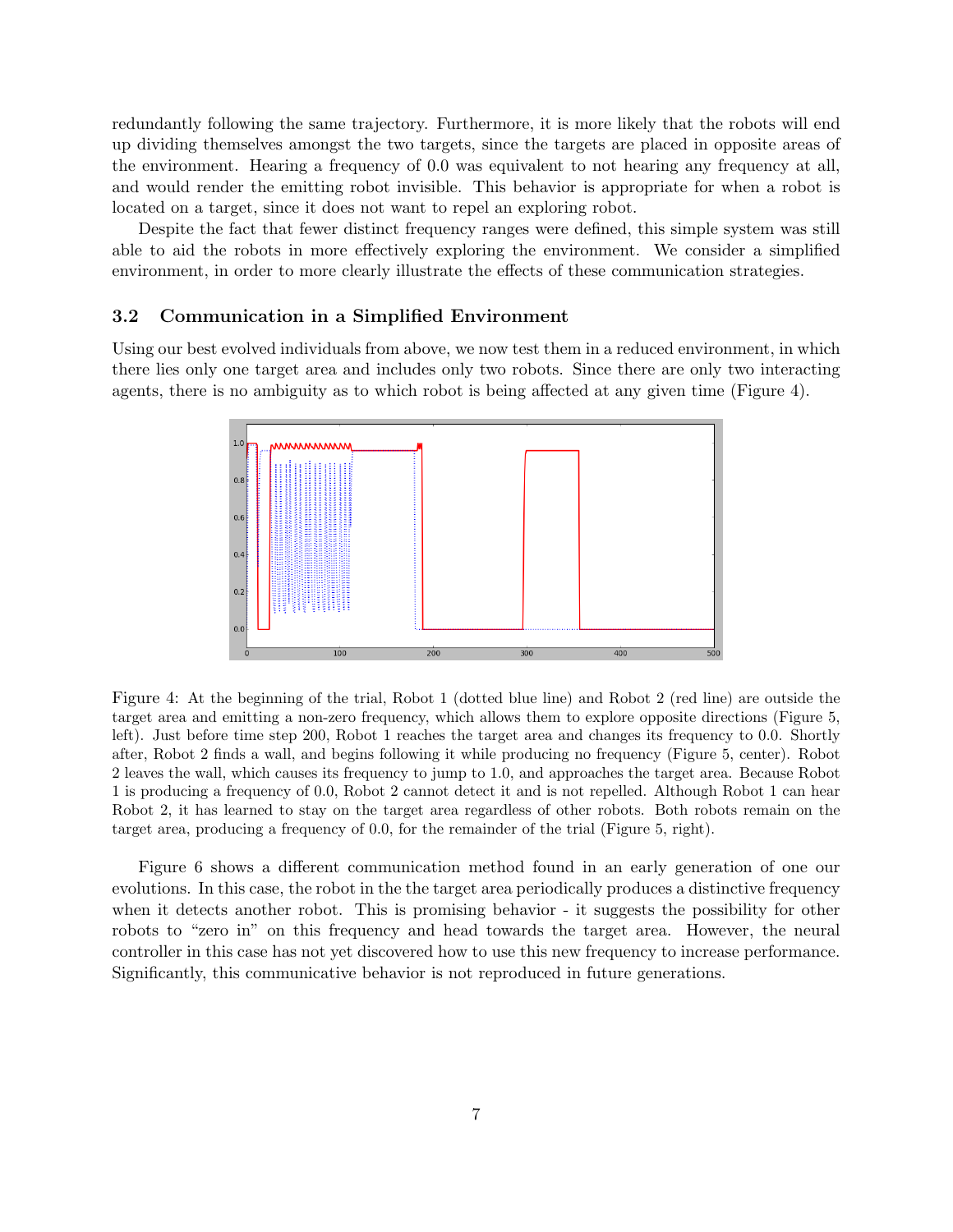redundantly following the same trajectory. Furthermore, it is more likely that the robots will end up dividing themselves amongst the two targets, since the targets are placed in opposite areas of the environment. Hearing a frequency of 0.0 was equivalent to not hearing any frequency at all, and would render the emitting robot invisible. This behavior is appropriate for when a robot is located on a target, since it does not want to repel an exploring robot.

Despite the fact that fewer distinct frequency ranges were defined, this simple system was still able to aid the robots in more effectively exploring the environment. We consider a simplified environment, in order to more clearly illustrate the effects of these communication strategies.

### 3.2 Communication in a Simplified Environment

Using our best evolved individuals from above, we now test them in a reduced environment, in which there lies only one target area and includes only two robots. Since there are only two interacting agents, there is no ambiguity as to which robot is being affected at any given time (Figure 4).

Figure 4: At the beginning of the trial, Robot 1 (dotted blue line) and Robot 2 (red line) are outside the target area and emitting a non-zero frequency, which allows them to explore opposite directions (Figure 5, left). Just before time step 200, Robot 1 reaches the target area and changes its frequency to 0.0. Shortly after, Robot 2 finds a wall, and begins following it while producing no frequency (Figure 5, center). Robot 2 leaves the wall, which causes its frequency to jump to 1.0, and approaches the target area. Because Robot 1 is producing a frequency of 0.0, Robot 2 cannot detect it and is not repelled. Although Robot 1 can hear Robot 2, it has learned to stay on the target area regardless of other robots. Both robots remain on the target area, producing a frequency of 0.0, for the remainder of the trial (Figure 5, right).

Figure 6 shows a different communication method found in an early generation of one our evolutions. In this case, the robot in the the target area periodically produces a distinctive frequency when it detects another robot. This is promising behavior - it suggests the possibility for other robots to "zero in" on this frequency and head towards the target area. However, the neural controller in this case has not yet discovered how to use this new frequency to increase performance. Significantly, this communicative behavior is not reproduced in future generations.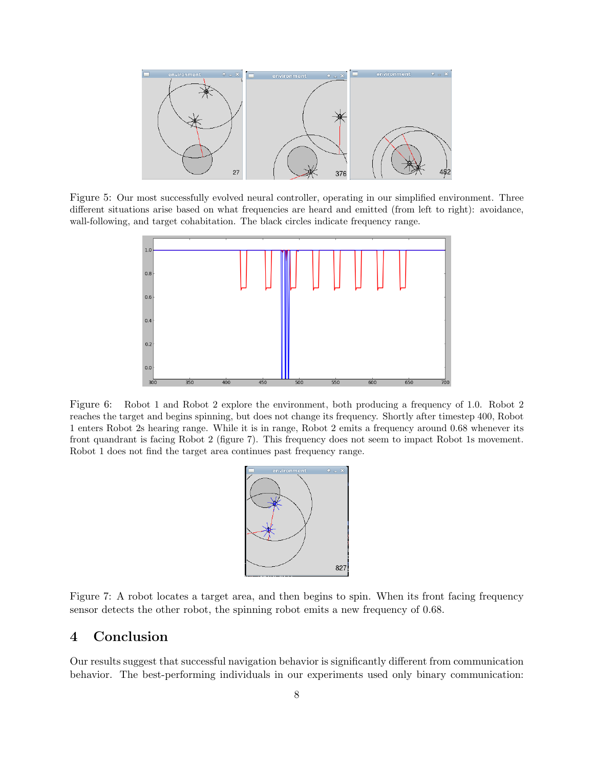Figure 5: Our most successfully evolved neural controller, operating in our simplified environment. Three different situations arise based on what frequencies are heard and emitted (from left to right): avoidance, wall-following, and target cohabitation. The black circles indicate frequency range.

Figure 6: Robot 1 and Robot 2 explore the environment, both producing a frequency of 1.0. Robot 2 reaches the target and begins spinning, but does not change its frequency. Shortly after timestep 400, Robot 1 enters Robot 2s hearing range. While it is in range, Robot 2 emits a frequency around 0.68 whenever its front quandrant is facing Robot 2 (figure 7). This frequency does not seem to impact Robot 1s movement. Robot 1 does not find the target area continues past frequency range.

Figure 7: A robot locates a target area, and then begins to spin. When its front facing frequency sensor detects the other robot, the spinning robot emits a new frequency of 0.68.

## 4 Conclusion

Our results suggest that successful navigation behavior is significantly different from communication behavior. The best-performing individuals in our experiments used only binary communication: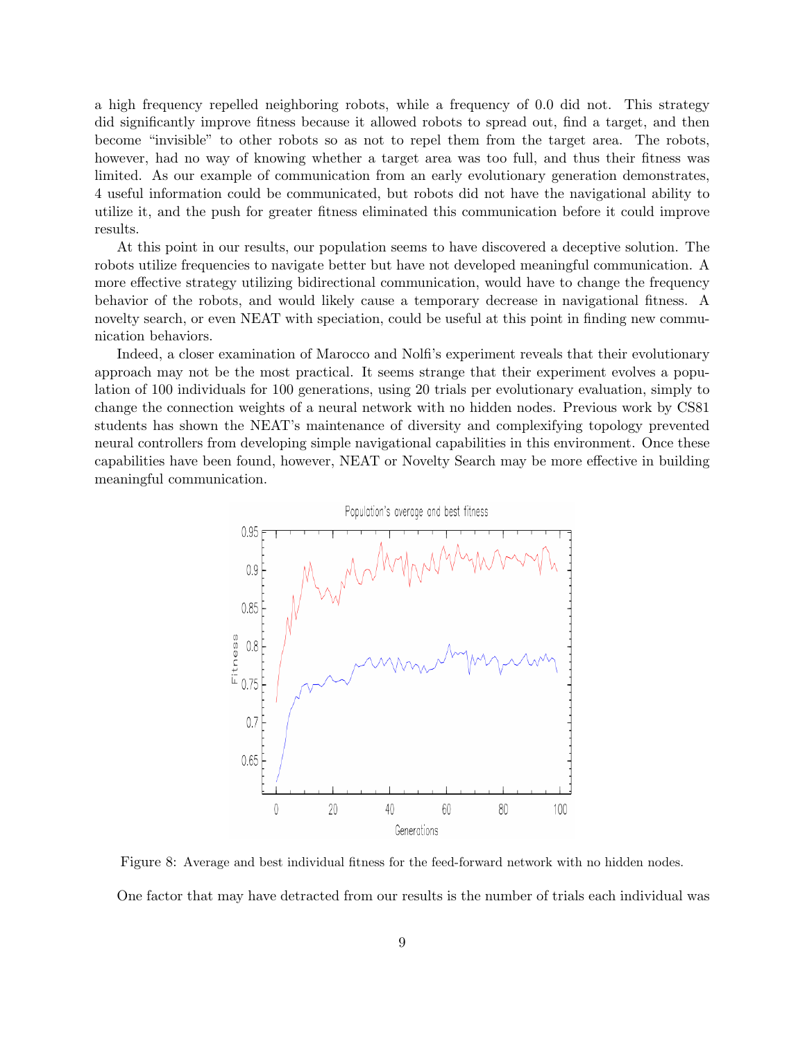a high frequency repelled neighboring robots, while a frequency of 0.0 did not. This strategy did significantly improve fitness because it allowed robots to spread out, find a target, and then become "invisible" to other robots so as not to repel them from the target area. The robots, however, had no way of knowing whether a target area was too full, and thus their fitness was limited. As our example of communication from an early evolutionary generation demonstrates, 4 useful information could be communicated, but robots did not have the navigational ability to utilize it, and the push for greater fitness eliminated this communication before it could improve results.

At this point in our results, our population seems to have discovered a deceptive solution. The robots utilize frequencies to navigate better but have not developed meaningful communication. A more effective strategy utilizing bidirectional communication, would have to change the frequency behavior of the robots, and would likely cause a temporary decrease in navigational fitness. A novelty search, or even NEAT with speciation, could be useful at this point in finding new communication behaviors.

Indeed, a closer examination of Marocco and Nolfi's experiment reveals that their evolutionary approach may not be the most practical. It seems strange that their experiment evolves a population of 100 individuals for 100 generations, using 20 trials per evolutionary evaluation, simply to change the connection weights of a neural network with no hidden nodes. Previous work by CS81 students has shown the NEAT's maintenance of diversity and complexifying topology prevented neural controllers from developing simple navigational capabilities in this environment. Once these capabilities have been found, however, NEAT or Novelty Search may be more effective in building meaningful communication.

Figure 8: Average and best individual fitness for the feed-forward network with no hidden nodes.

One factor that may have detracted from our results is the number of trials each individual was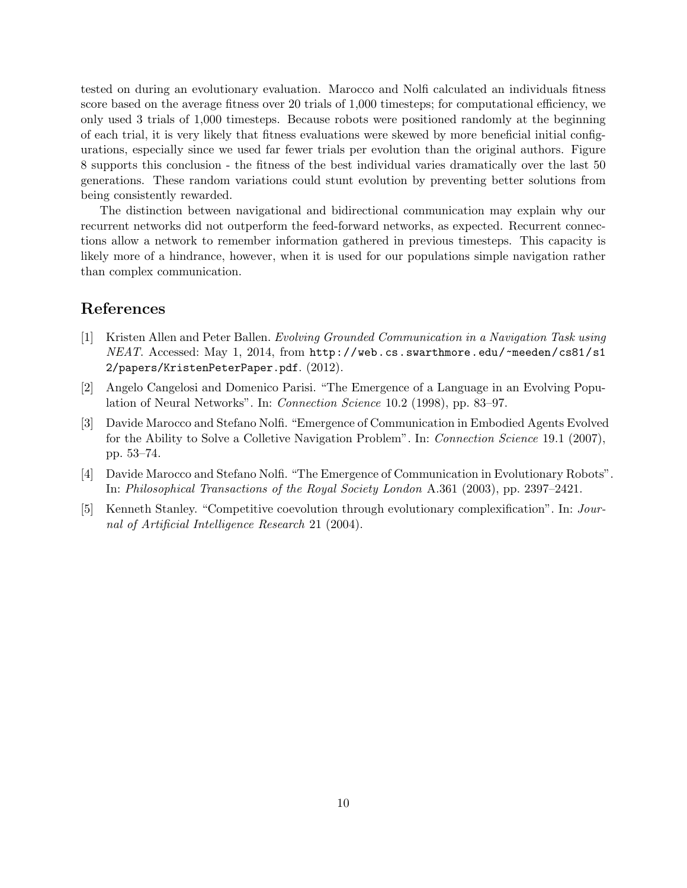tested on during an evolutionary evaluation. Marocco and Nolfi calculated an individuals fitness score based on the average fitness over 20 trials of 1,000 timesteps; for computational efficiency, we only used 3 trials of 1,000 timesteps. Because robots were positioned randomly at the beginning of each trial, it is very likely that fitness evaluations were skewed by more beneficial initial configurations, especially since we used far fewer trials per evolution than the original authors. Figure 8 supports this conclusion - the fitness of the best individual varies dramatically over the last 50 generations. These random variations could stunt evolution by preventing better solutions from being consistently rewarded.

The distinction between navigational and bidirectional communication may explain why our recurrent networks did not outperform the feed-forward networks, as expected. Recurrent connections allow a network to remember information gathered in previous timesteps. This capacity is likely more of a hindrance, however, when it is used for our populations simple navigation rather than complex communication.

## References

[1] Kristen Allen and Peter Ballen. *Evolving Grounded Communication in a Navigation Task using NEAT*. Accessed: May 1, 2014, from `http://web.cs.swarthmore.edu/~meeden/cs81/s12/papers/KristenPeterPaper.pdf`. (2012).

[2] Angelo Cangelosi and Domenico Parisi. "The Emergence of a Language in an Evolving Population of Neural Networks". In: *Connection Science* 10.2 (1998), pp. 83–97.

[3] Davide Marocco and Stefano Nolfi. "Emergence of Communication in Embodied Agents Evolved for the Ability to Solve a Colletive Navigation Problem". In: *Connection Science* 19.1 (2007), pp. 53–74.

[4] Davide Marocco and Stefano Nolfi. "The Emergence of Communication in Evolutionary Robots". In: *Philosophical Transactions of the Royal Society London* A.361 (2003), pp. 2397–2421.

[5] Kenneth Stanley. "Competitive coevolution through evolutionary complexification". In: *Journal of Artificial Intelligence Research* 21 (2004).